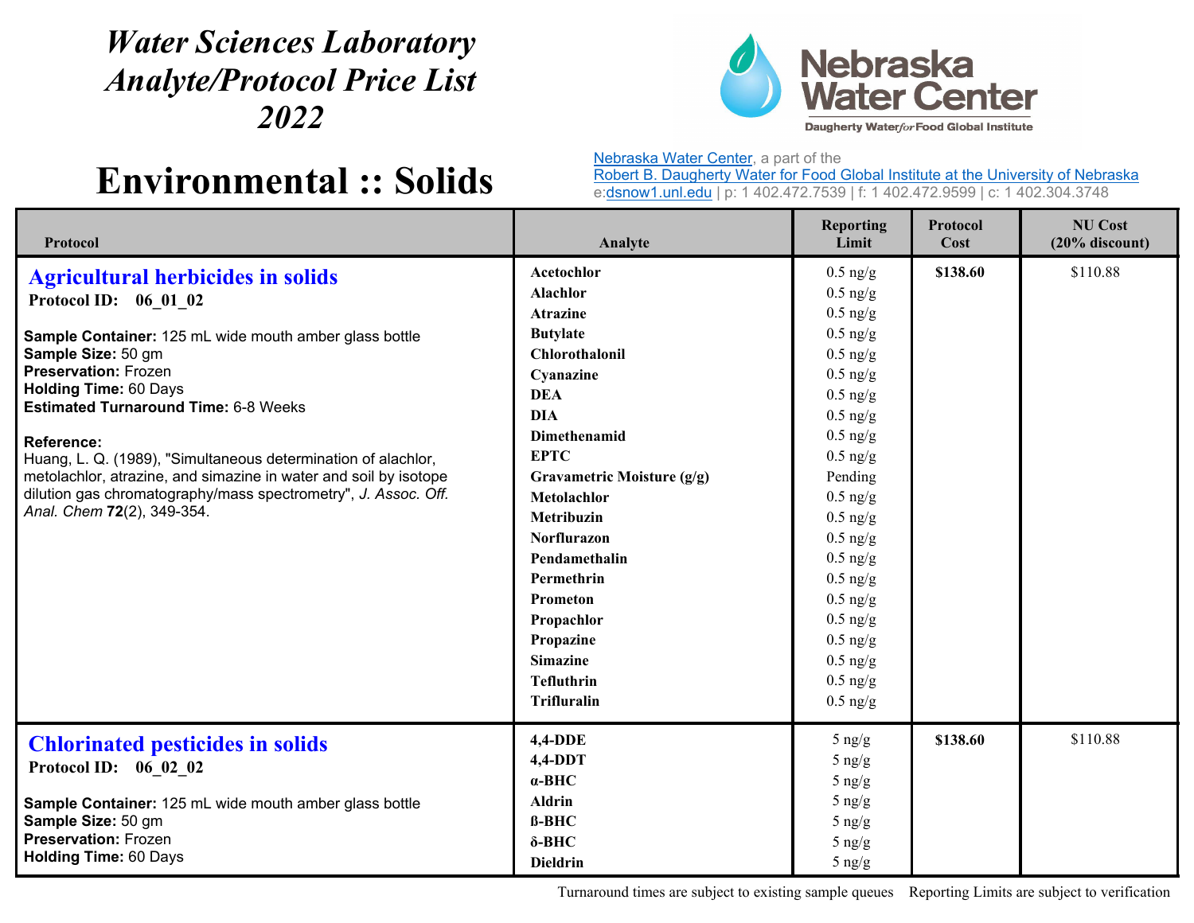# Water Sciences Laboratory Analyte/Protocol Price List 2022

## Environmental :: Solids

Nebraska Water Center, a part of the Robert B. Daugherty Water for Food Global Institute at the University of Nebraska
e:dsnow1.unl.edu | p: 1 402.472.7539 | f: 1 402.472.9599 | c: 1 402.304.3748

| Protocol | Analyte | Reporting Limit | Protocol Cost | NU Cost (20% discount) |
|---|---|---|---|---|
| **Agricultural herbicides in solids**<br>**Protocol ID: 06_01_02**<br><br>**Sample Container:** 125 mL wide mouth amber glass bottle<br>**Sample Size:** 50 gm<br>**Preservation:** Frozen<br>**Holding Time:** 60 Days<br>**Estimated Turnaround Time:** 6-8 Weeks<br><br>**Reference:**<br>Huang, L. Q. (1989), "Simultaneous determination of alachlor, metolachlor, atrazine, and simazine in water and soil by isotope dilution gas chromatography/mass spectrometry", *J. Assoc. Off. Anal. Chem* **72**(2), 349-354. | **Acetochlor** | 0.5 ng/g | **$138.60** | $110.88 |
| | **Alachlor** | 0.5 ng/g | | |
| | **Atrazine** | 0.5 ng/g | | |
| | **Butylate** | 0.5 ng/g | | |
| | **Chlorothalonil** | 0.5 ng/g | | |
| | **Cyanazine** | 0.5 ng/g | | |
| | **DEA** | 0.5 ng/g | | |
| | **DIA** | 0.5 ng/g | | |
| | **Dimethenamid** | 0.5 ng/g | | |
| | **EPTC** | 0.5 ng/g | | |
| | **Gravametric Moisture (g/g)** | Pending | | |
| | **Metolachlor** | 0.5 ng/g | | |
| | **Metribuzin** | 0.5 ng/g | | |
| | **Norflurazon** | 0.5 ng/g | | |
| | **Pendamethalin** | 0.5 ng/g | | |
| | **Permethrin** | 0.5 ng/g | | |
| | **Prometon** | 0.5 ng/g | | |
| | **Propachlor** | 0.5 ng/g | | |
| | **Propazine** | 0.5 ng/g | | |
| | **Simazine** | 0.5 ng/g | | |
| | **Tefluthrin** | 0.5 ng/g | | |
| | **Trifluralin** | 0.5 ng/g | | |
| **Chlorinated pesticides in solids**<br>**Protocol ID: 06_02_02**<br><br>**Sample Container:** 125 mL wide mouth amber glass bottle<br>**Sample Size:** 50 gm<br>**Preservation:** Frozen<br>**Holding Time:** 60 Days | **4,4-DDE** | 5 ng/g | **$138.60** | $110.88 |
| | **4,4-DDT** | 5 ng/g | | |
| | **α-BHC** | 5 ng/g | | |
| | **Aldrin** | 5 ng/g | | |
| | **ß-BHC** | 5 ng/g | | |
| | **δ-BHC** | 5 ng/g | | |
| | **Dieldrin** | 5 ng/g | | |

Turnaround times are subject to existing sample queues    Reporting Limits are subject to verification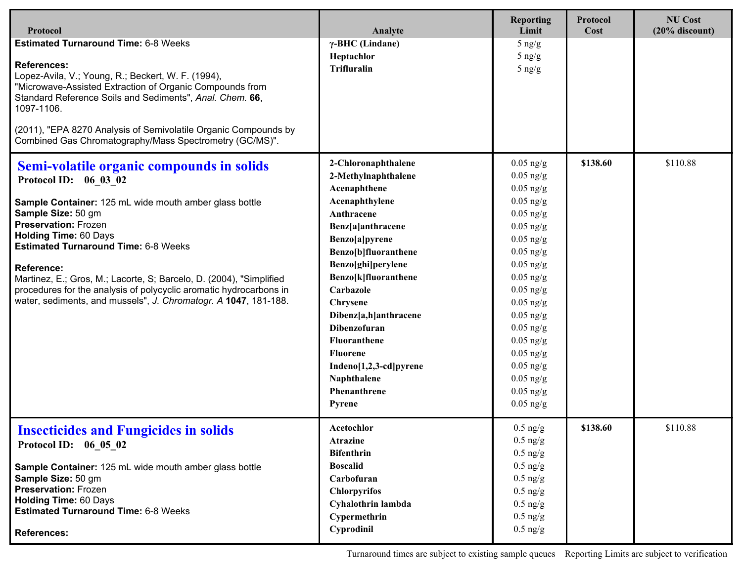| Protocol | Analyte | Reporting Limit | Protocol Cost | NU Cost (20% discount) |
|---|---|---|---|---|
| **Estimated Turnaround Time:** 6-8 Weeks<br><br>**References:**<br>Lopez-Avila, V.; Young, R.; Beckert, W. F. (1994), "Microwave-Assisted Extraction of Organic Compounds from Standard Reference Soils and Sediments", *Anal. Chem.* **66**, 1097-1106.<br><br>(2011), "EPA 8270 Analysis of Semivolatile Organic Compounds by Combined Gas Chromatography/Mass Spectrometry (GC/MS)". | **γ-BHC (Lindane)**<br>**Heptachlor**<br>**Trifluralin** | 5 ng/g<br>5 ng/g<br>5 ng/g | | |
| **Semi-volatile organic compounds in solids**<br>**Protocol ID: 06_03_02**<br><br>**Sample Container:** 125 mL wide mouth amber glass bottle<br>**Sample Size:** 50 gm<br>**Preservation:** Frozen<br>**Holding Time:** 60 Days<br>**Estimated Turnaround Time:** 6-8 Weeks<br><br>**Reference:**<br>Martinez, E.; Gros, M.; Lacorte, S; Barcelo, D. (2004), "Simplified procedures for the analysis of polycyclic aromatic hydrocarbons in water, sediments, and mussels", *J. Chromatogr. A* **1047**, 181-188. | **2-Chloronaphthalene**<br>**2-Methylnaphthalene**<br>**Acenaphthene**<br>**Acenaphthylene**<br>**Anthracene**<br>**Benz[a]anthracene**<br>**Benzo[a]pyrene**<br>**Benzo[b]fluoranthene**<br>**Benzo[ghi]perylene**<br>**Benzo[k]fluoranthene**<br>**Carbazole**<br>**Chrysene**<br>**Dibenz[a,h]anthracene**<br>**Dibenzofuran**<br>**Fluoranthene**<br>**Fluorene**<br>**Indeno[1,2,3-cd]pyrene**<br>**Naphthalene**<br>**Phenanthrene**<br>**Pyrene** | 0.05 ng/g<br>0.05 ng/g<br>0.05 ng/g<br>0.05 ng/g<br>0.05 ng/g<br>0.05 ng/g<br>0.05 ng/g<br>0.05 ng/g<br>0.05 ng/g<br>0.05 ng/g<br>0.05 ng/g<br>0.05 ng/g<br>0.05 ng/g<br>0.05 ng/g<br>0.05 ng/g<br>0.05 ng/g<br>0.05 ng/g<br>0.05 ng/g<br>0.05 ng/g<br>0.05 ng/g | **$138.60** | $110.88 |
| **Insecticides and Fungicides in solids**<br>**Protocol ID: 06_05_02**<br><br>**Sample Container:** 125 mL wide mouth amber glass bottle<br>**Sample Size:** 50 gm<br>**Preservation:** Frozen<br>**Holding Time:** 60 Days<br>**Estimated Turnaround Time:** 6-8 Weeks<br><br>**References:** | **Acetochlor**<br>**Atrazine**<br>**Bifenthrin**<br>**Boscalid**<br>**Carbofuran**<br>**Chlorpyrifos**<br>**Cyhalothrin lambda**<br>**Cypermethrin**<br>**Cyprodinil** | 0.5 ng/g<br>0.5 ng/g<br>0.5 ng/g<br>0.5 ng/g<br>0.5 ng/g<br>0.5 ng/g<br>0.5 ng/g<br>0.5 ng/g<br>0.5 ng/g | **$138.60** | $110.88 |

Turnaround times are subject to existing sample queues    Reporting Limits are subject to verification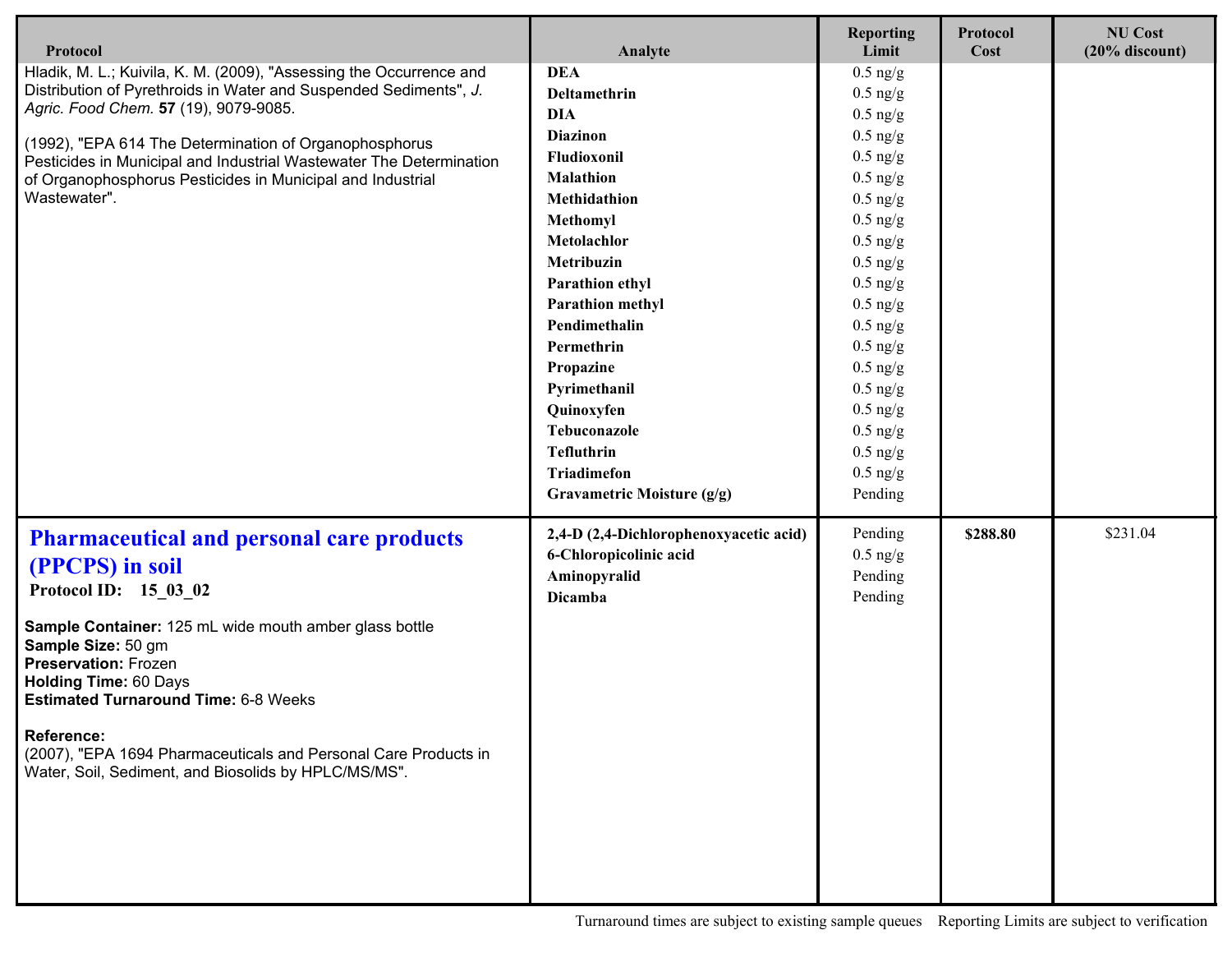| Protocol | Analyte | Reporting Limit | Protocol Cost | NU Cost (20% discount) |
|---|---|---|---|---|
| Hladik, M. L.; Kuivila, K. M. (2009), "Assessing the Occurrence and Distribution of Pyrethroids in Water and Suspended Sediments", *J. Agric. Food Chem.* **57** (19), 9079-9085.<br><br>(1992), "EPA 614 The Determination of Organophosphorus Pesticides in Municipal and Industrial Wastewater The Determination of Organophosphorus Pesticides in Municipal and Industrial Wastewater". | **DEA** | 0.5 ng/g | | |
| | **Deltamethrin** | 0.5 ng/g | | |
| | **DIA** | 0.5 ng/g | | |
| | **Diazinon** | 0.5 ng/g | | |
| | **Fludioxonil** | 0.5 ng/g | | |
| | **Malathion** | 0.5 ng/g | | |
| | **Methidathion** | 0.5 ng/g | | |
| | **Methomyl** | 0.5 ng/g | | |
| | **Metolachlor** | 0.5 ng/g | | |
| | **Metribuzin** | 0.5 ng/g | | |
| | **Parathion ethyl** | 0.5 ng/g | | |
| | **Parathion methyl** | 0.5 ng/g | | |
| | **Pendimethalin** | 0.5 ng/g | | |
| | **Permethrin** | 0.5 ng/g | | |
| | **Propazine** | 0.5 ng/g | | |
| | **Pyrimethanil** | 0.5 ng/g | | |
| | **Quinoxyfen** | 0.5 ng/g | | |
| | **Tebuconazole** | 0.5 ng/g | | |
| | **Tefluthrin** | 0.5 ng/g | | |
| | **Triadimefon** | 0.5 ng/g | | |
| | **Gravametric Moisture (g/g)** | Pending | | |
| **Pharmaceutical and personal care products (PPCPS) in soil**<br>**Protocol ID: 15_03_02**<br><br>**Sample Container:** 125 mL wide mouth amber glass bottle<br>**Sample Size:** 50 gm<br>**Preservation:** Frozen<br>**Holding Time:** 60 Days<br>**Estimated Turnaround Time:** 6-8 Weeks<br><br>**Reference:**<br>(2007), "EPA 1694 Pharmaceuticals and Personal Care Products in Water, Soil, Sediment, and Biosolids by HPLC/MS/MS". | **2,4-D (2,4-Dichlorophenoxyacetic acid)** | Pending | **$288.80** | $231.04 |
| | **6-Chloropicolinic acid** | 0.5 ng/g | | |
| | **Aminopyralid** | Pending | | |
| | **Dicamba** | Pending | | |

Turnaround times are subject to existing sample queues    Reporting Limits are subject to verification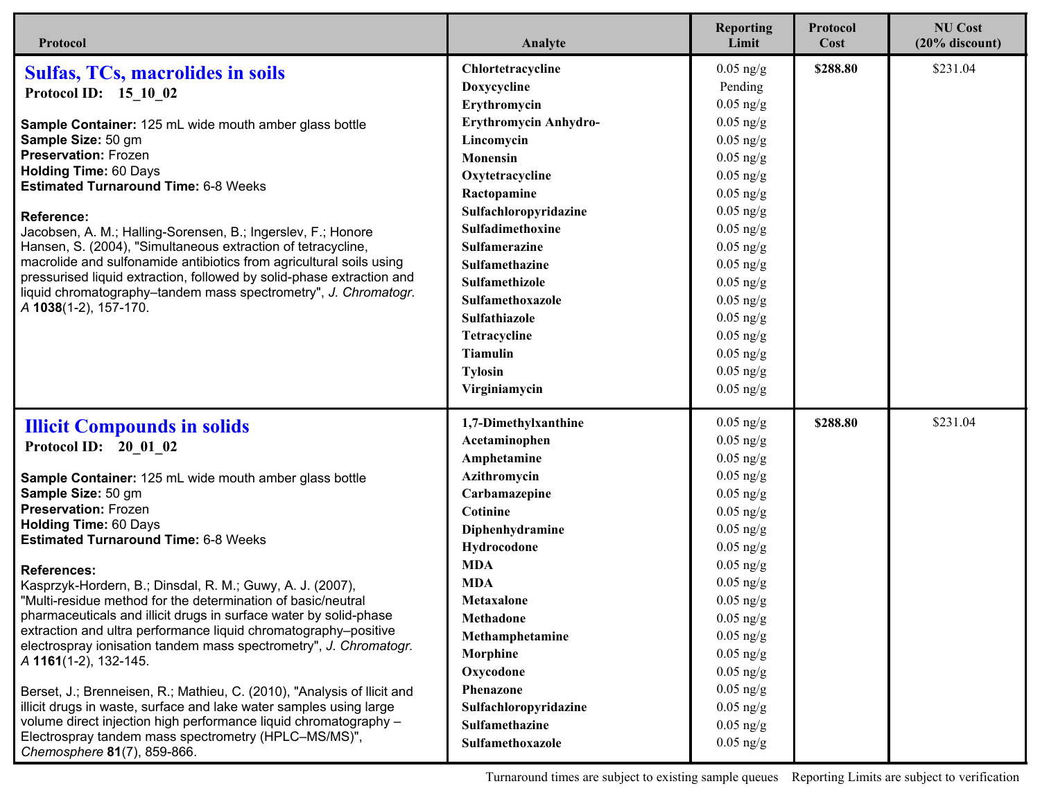| Protocol | Analyte | Reporting Limit | Protocol Cost | NU Cost (20% discount) |
|---|---|---|---|---|
| **Sulfas, TCs, macrolides in soils**<br>**Protocol ID: 15_10_02**<br><br>**Sample Container:** 125 mL wide mouth amber glass bottle<br>**Sample Size:** 50 gm<br>**Preservation:** Frozen<br>**Holding Time:** 60 Days<br>**Estimated Turnaround Time:** 6-8 Weeks<br><br>**Reference:**<br>Jacobsen, A. M.; Halling-Sorensen, B.; Ingerslev, F.; Honore Hansen, S. (2004), "Simultaneous extraction of tetracycline, macrolide and sulfonamide antibiotics from agricultural soils using pressurised liquid extraction, followed by solid-phase extraction and liquid chromatography–tandem mass spectrometry", *J. Chromatogr. A* **1038**(1-2), 157-170. | **Chlortetracycline** | 0.05 ng/g | **$288.80** | $231.04 |
| | **Doxycycline** | Pending | | |
| | **Erythromycin** | 0.05 ng/g | | |
| | **Erythromycin Anhydro-** | 0.05 ng/g | | |
| | **Lincomycin** | 0.05 ng/g | | |
| | **Monensin** | 0.05 ng/g | | |
| | **Oxytetracycline** | 0.05 ng/g | | |
| | **Ractopamine** | 0.05 ng/g | | |
| | **Sulfachloropyridazine** | 0.05 ng/g | | |
| | **Sulfadimethoxine** | 0.05 ng/g | | |
| | **Sulfamerazine** | 0.05 ng/g | | |
| | **Sulfamethazine** | 0.05 ng/g | | |
| | **Sulfamethizole** | 0.05 ng/g | | |
| | **Sulfamethoxazole** | 0.05 ng/g | | |
| | **Sulfathiazole** | 0.05 ng/g | | |
| | **Tetracycline** | 0.05 ng/g | | |
| | **Tiamulin** | 0.05 ng/g | | |
| | **Tylosin** | 0.05 ng/g | | |
| | **Virginiamycin** | 0.05 ng/g | | |
| **Illicit Compounds in solids**<br>**Protocol ID: 20_01_02**<br><br>**Sample Container:** 125 mL wide mouth amber glass bottle<br>**Sample Size:** 50 gm<br>**Preservation:** Frozen<br>**Holding Time:** 60 Days<br>**Estimated Turnaround Time:** 6-8 Weeks<br><br>**References:**<br>Kasprzyk-Hordern, B.; Dinsdal, R. M.; Guwy, A. J. (2007), "Multi-residue method for the determination of basic/neutral pharmaceuticals and illicit drugs in surface water by solid-phase extraction and ultra performance liquid chromatography–positive electrospray ionisation tandem mass spectrometry", *J. Chromatogr. A* **1161**(1-2), 132-145.<br><br>Berset, J.; Brenneisen, R.; Mathieu, C. (2010), "Analysis of llicit and illicit drugs in waste, surface and lake water samples using large volume direct injection high performance liquid chromatography – Electrospray tandem mass spectrometry (HPLC–MS/MS)", *Chemosphere* **81**(7), 859-866. | **1,7-Dimethylxanthine** | 0.05 ng/g | **$288.80** | $231.04 |
| | **Acetaminophen** | 0.05 ng/g | | |
| | **Amphetamine** | 0.05 ng/g | | |
| | **Azithromycin** | 0.05 ng/g | | |
| | **Carbamazepine** | 0.05 ng/g | | |
| | **Cotinine** | 0.05 ng/g | | |
| | **Diphenhydramine** | 0.05 ng/g | | |
| | **Hydrocodone** | 0.05 ng/g | | |
| | **MDA** | 0.05 ng/g | | |
| | **MDA** | 0.05 ng/g | | |
| | **Metaxalone** | 0.05 ng/g | | |
| | **Methadone** | 0.05 ng/g | | |
| | **Methamphetamine** | 0.05 ng/g | | |
| | **Morphine** | 0.05 ng/g | | |
| | **Oxycodone** | 0.05 ng/g | | |
| | **Phenazone** | 0.05 ng/g | | |
| | **Sulfachloropyridazine** | 0.05 ng/g | | |
| | **Sulfamethazine** | 0.05 ng/g | | |
| | **Sulfamethoxazole** | 0.05 ng/g | | |

Turnaround times are subject to existing sample queues    Reporting Limits are subject to verification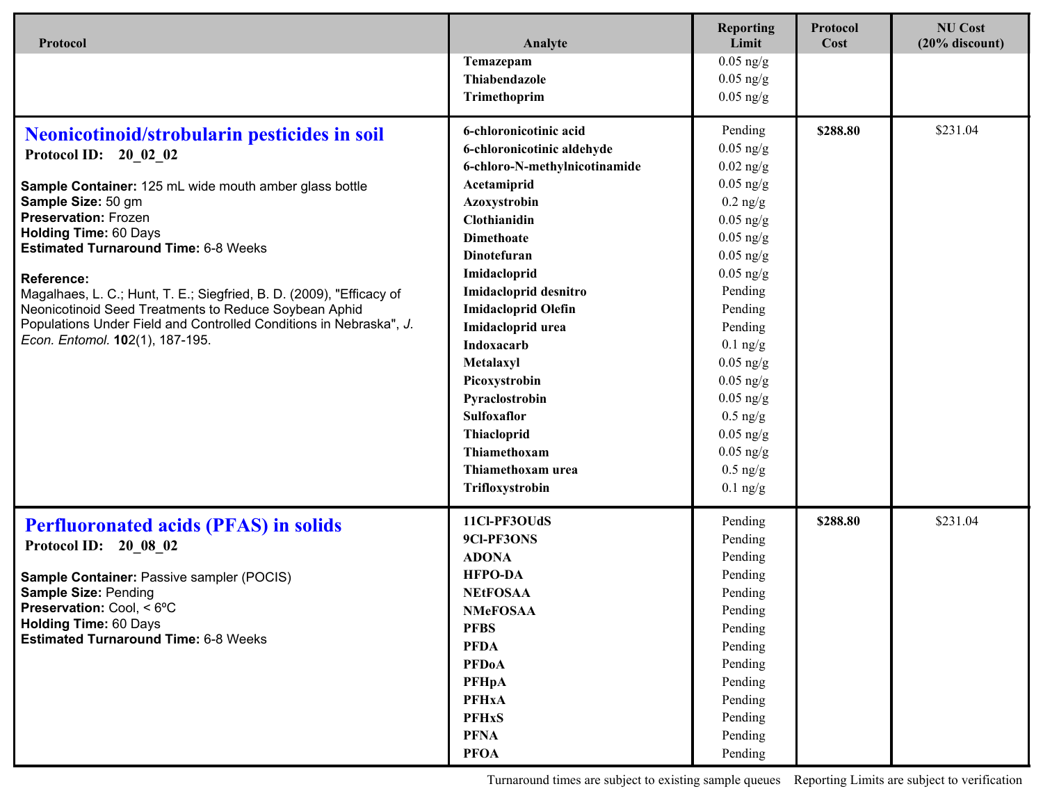| Protocol | Analyte | Reporting Limit | Protocol Cost | NU Cost (20% discount) |
|---|---|---|---|---|
| | Temazepam | 0.05 ng/g | | |
| | Thiabendazole | 0.05 ng/g | | |
| | Trimethoprim | 0.05 ng/g | | |
| **Neonicotinoid/strobularin pesticides in soil**<br>**Protocol ID:** 20_02_02<br><br>**Sample Container:** 125 mL wide mouth amber glass bottle<br>**Sample Size:** 50 gm<br>**Preservation:** Frozen<br>**Holding Time:** 60 Days<br>**Estimated Turnaround Time:** 6-8 Weeks<br><br>**Reference:**<br>Magalhaes, L. C.; Hunt, T. E.; Siegfried, B. D. (2009), "Efficacy of Neonicotinoid Seed Treatments to Reduce Soybean Aphid Populations Under Field and Controlled Conditions in Nebraska", *J. Econ. Entomol.* **10**2(1), 187-195. | 6-chloronicotinic acid | Pending | **$288.80** | $231.04 |
| | 6-chloronicotinic aldehyde | 0.05 ng/g | | |
| | 6-chloro-N-methylnicotinamide | 0.02 ng/g | | |
| | Acetamiprid | 0.05 ng/g | | |
| | Azoxystrobin | 0.2 ng/g | | |
| | Clothianidin | 0.05 ng/g | | |
| | Dimethoate | 0.05 ng/g | | |
| | Dinotefuran | 0.05 ng/g | | |
| | Imidacloprid | 0.05 ng/g | | |
| | Imidacloprid desnitro | Pending | | |
| | Imidacloprid Olefin | Pending | | |
| | Imidacloprid urea | Pending | | |
| | Indoxacarb | 0.1 ng/g | | |
| | Metalaxyl | 0.05 ng/g | | |
| | Picoxystrobin | 0.05 ng/g | | |
| | Pyraclostrobin | 0.05 ng/g | | |
| | Sulfoxaflor | 0.5 ng/g | | |
| | Thiacloprid | 0.05 ng/g | | |
| | Thiamethoxam | 0.05 ng/g | | |
| | Thiamethoxam urea | 0.5 ng/g | | |
| | Trifloxystrobin | 0.1 ng/g | | |
| **Perfluoronated acids (PFAS) in solids**<br>**Protocol ID:** 20_08_02<br><br>**Sample Container:** Passive sampler (POCIS)<br>**Sample Size:** Pending<br>**Preservation:** Cool, < 6ºC<br>**Holding Time:** 60 Days<br>**Estimated Turnaround Time:** 6-8 Weeks | 11Cl-PF3OUdS | Pending | **$288.80** | $231.04 |
| | 9Cl-PF3ONS | Pending | | |
| | ADONA | Pending | | |
| | HFPO-DA | Pending | | |
| | NEtFOSAA | Pending | | |
| | NMeFOSAA | Pending | | |
| | PFBS | Pending | | |
| | PFDA | Pending | | |
| | PFDoA | Pending | | |
| | PFHpA | Pending | | |
| | PFHxA | Pending | | |
| | PFHxS | Pending | | |
| | PFNA | Pending | | |
| | PFOA | Pending | | |

Turnaround times are subject to existing sample queues    Reporting Limits are subject to verification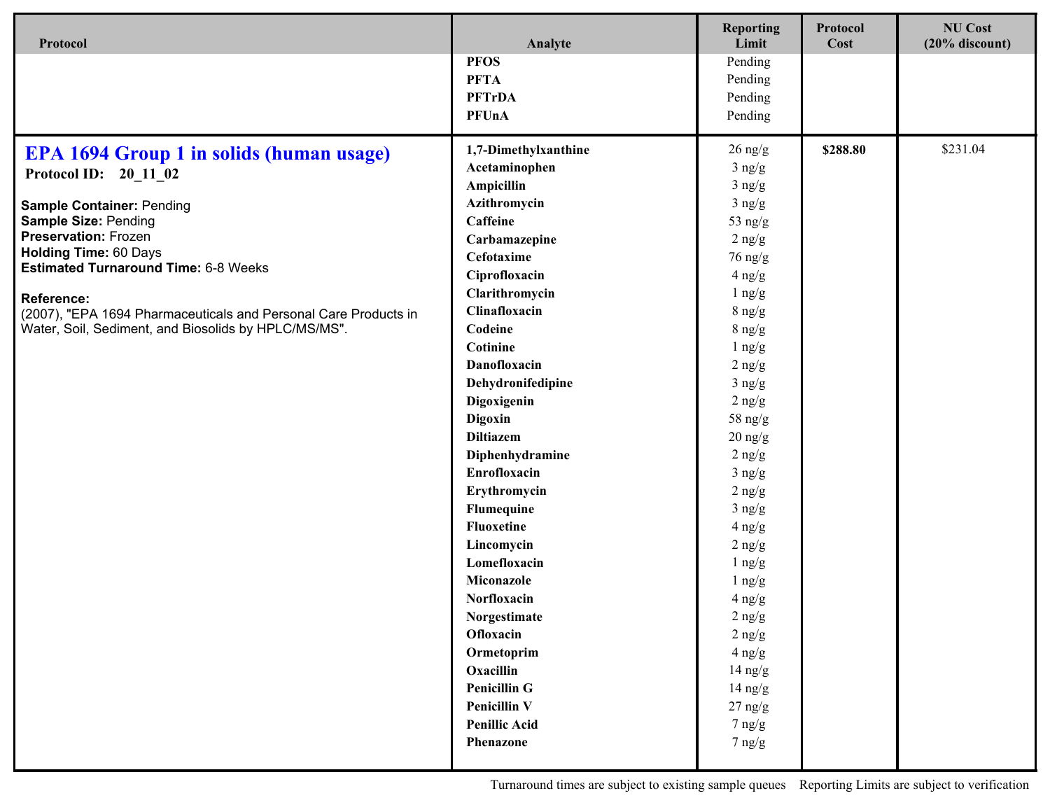| Protocol | Analyte | Reporting Limit | Protocol Cost | NU Cost (20% discount) |
|---|---|---|---|---|
| | **PFOS** | Pending | | |
| | **PFTA** | Pending | | |
| | **PFTrDA** | Pending | | |
| | **PFUnA** | Pending | | |
| **EPA 1694 Group 1 in solids (human usage)** | **1,7-Dimethylxanthine** | 26 ng/g | **$288.80** | $231.04 |
| **Protocol ID: 20_11_02** | **Acetaminophen** | 3 ng/g | | |
| **Sample Container:** Pending | **Ampicillin** | 3 ng/g | | |
| **Sample Size:** Pending | **Azithromycin** | 3 ng/g | | |
| **Preservation:** Frozen | **Caffeine** | 53 ng/g | | |
| **Holding Time:** 60 Days | **Carbamazepine** | 2 ng/g | | |
| **Estimated Turnaround Time:** 6-8 Weeks | **Cefotaxime** | 76 ng/g | | |
| **Reference:** | **Ciprofloxacin** | 4 ng/g | | |
| (2007), "EPA 1694 Pharmaceuticals and Personal Care Products in Water, Soil, Sediment, and Biosolids by HPLC/MS/MS". | **Clarithromycin** | 1 ng/g | | |
| | **Clinafloxacin** | 8 ng/g | | |
| | **Codeine** | 8 ng/g | | |
| | **Cotinine** | 1 ng/g | | |
| | **Danofloxacin** | 2 ng/g | | |
| | **Dehydronifedipine** | 3 ng/g | | |
| | **Digoxigenin** | 2 ng/g | | |
| | **Digoxin** | 58 ng/g | | |
| | **Diltiazem** | 20 ng/g | | |
| | **Diphenhydramine** | 2 ng/g | | |
| | **Enrofloxacin** | 3 ng/g | | |
| | **Erythromycin** | 2 ng/g | | |
| | **Flumequine** | 3 ng/g | | |
| | **Fluoxetine** | 4 ng/g | | |
| | **Lincomycin** | 2 ng/g | | |
| | **Lomefloxacin** | 1 ng/g | | |
| | **Miconazole** | 1 ng/g | | |
| | **Norfloxacin** | 4 ng/g | | |
| | **Norgestimate** | 2 ng/g | | |
| | **Ofloxacin** | 2 ng/g | | |
| | **Ormetoprim** | 4 ng/g | | |
| | **Oxacillin** | 14 ng/g | | |
| | **Penicillin G** | 14 ng/g | | |
| | **Penicillin V** | 27 ng/g | | |
| | **Penillic Acid** | 7 ng/g | | |
| | **Phenazone** | 7 ng/g | | |

Turnaround times are subject to existing sample queues    Reporting Limits are subject to verification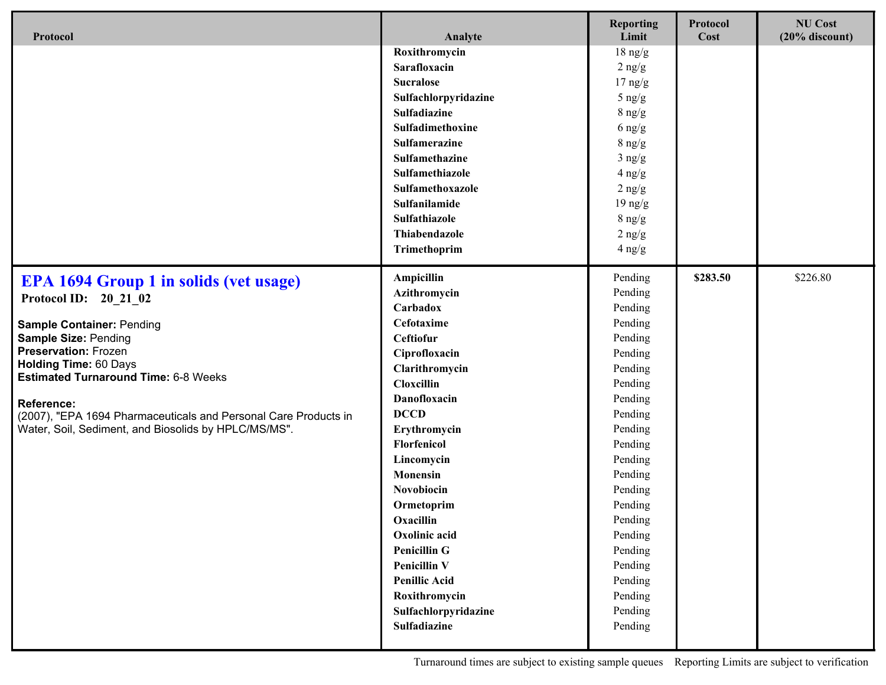| Protocol | Analyte | Reporting Limit | Protocol Cost | NU Cost (20% discount) |
|---|---|---|---|---|
| | **Roxithromycin** | 18 ng/g | | |
| | **Sarafloxacin** | 2 ng/g | | |
| | **Sucralose** | 17 ng/g | | |
| | **Sulfachlorpyridazine** | 5 ng/g | | |
| | **Sulfadiazine** | 8 ng/g | | |
| | **Sulfadimethoxine** | 6 ng/g | | |
| | **Sulfamerazine** | 8 ng/g | | |
| | **Sulfamethazine** | 3 ng/g | | |
| | **Sulfamethiazole** | 4 ng/g | | |
| | **Sulfamethoxazole** | 2 ng/g | | |
| | **Sulfanilamide** | 19 ng/g | | |
| | **Sulfathiazole** | 8 ng/g | | |
| | **Thiabendazole** | 2 ng/g | | |
| | **Trimethoprim** | 4 ng/g | | |
| **EPA 1694 Group 1 in solids (vet usage)**<br>**Protocol ID: 20_21_02**<br><br>**Sample Container:** Pending<br>**Sample Size:** Pending<br>**Preservation:** Frozen<br>**Holding Time:** 60 Days<br>**Estimated Turnaround Time:** 6-8 Weeks<br><br>**Reference:**<br>(2007), "EPA 1694 Pharmaceuticals and Personal Care Products in Water, Soil, Sediment, and Biosolids by HPLC/MS/MS". | **Ampicillin** | Pending | **$283.50** | $226.80 |
| | **Azithromycin** | Pending | | |
| | **Carbadox** | Pending | | |
| | **Cefotaxime** | Pending | | |
| | **Ceftiofur** | Pending | | |
| | **Ciprofloxacin** | Pending | | |
| | **Clarithromycin** | Pending | | |
| | **Cloxcillin** | Pending | | |
| | **Danofloxacin** | Pending | | |
| | **DCCD** | Pending | | |
| | **Erythromycin** | Pending | | |
| | **Florfenicol** | Pending | | |
| | **Lincomycin** | Pending | | |
| | **Monensin** | Pending | | |
| | **Novobiocin** | Pending | | |
| | **Ormetoprim** | Pending | | |
| | **Oxacillin** | Pending | | |
| | **Oxolinic acid** | Pending | | |
| | **Penicillin G** | Pending | | |
| | **Penicillin V** | Pending | | |
| | **Penillic Acid** | Pending | | |
| | **Roxithromycin** | Pending | | |
| | **Sulfachlorpyridazine** | Pending | | |
| | **Sulfadiazine** | Pending | | |

Turnaround times are subject to existing sample queues    Reporting Limits are subject to verification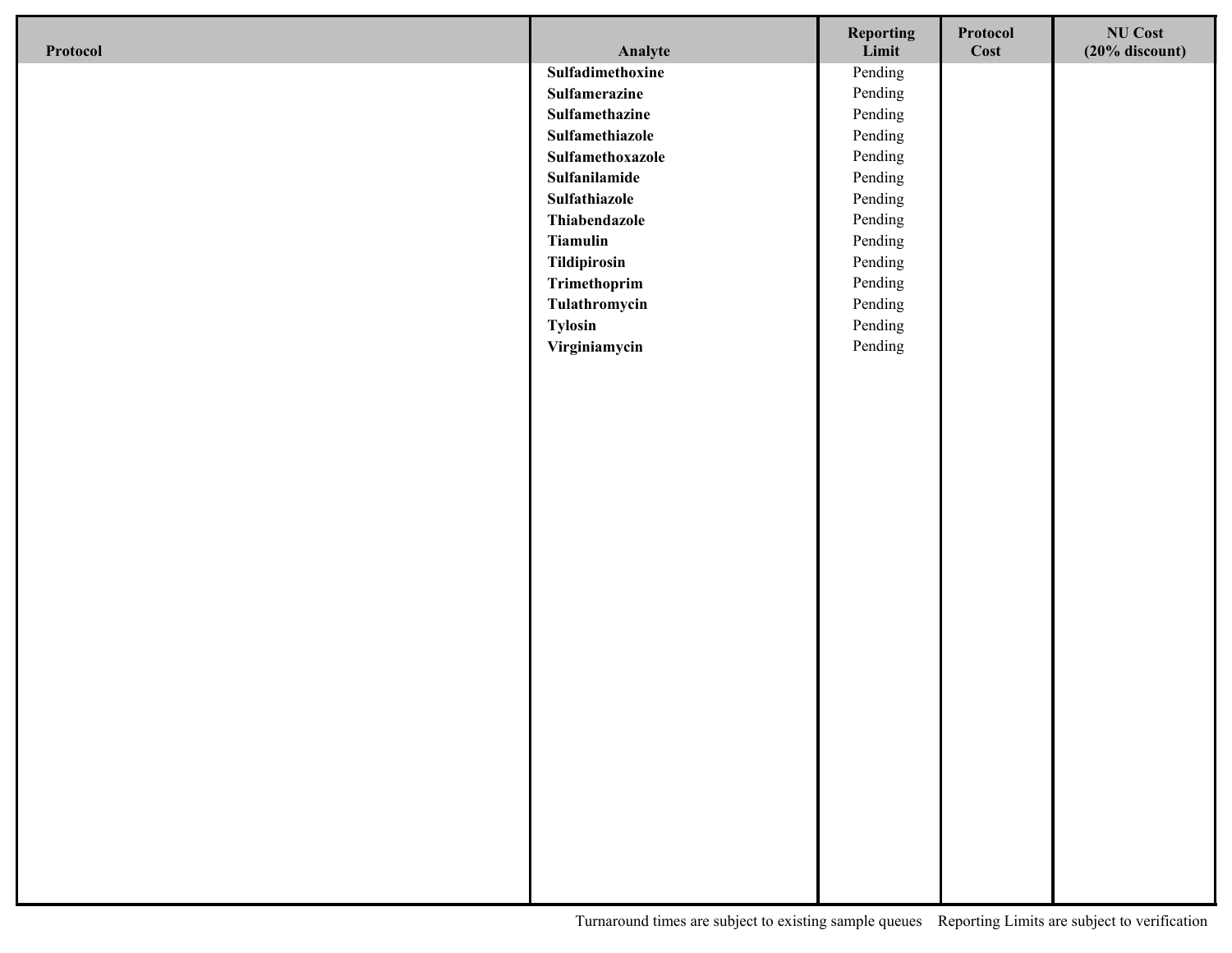| Protocol | Analyte | Reporting Limit | Protocol Cost | NU Cost (20% discount) |
|---|---|---|---|---|
| | **Sulfadimethoxine** | Pending | | |
| | **Sulfamerazine** | Pending | | |
| | **Sulfamethazine** | Pending | | |
| | **Sulfamethiazole** | Pending | | |
| | **Sulfamethoxazole** | Pending | | |
| | **Sulfanilamide** | Pending | | |
| | **Sulfathiazole** | Pending | | |
| | **Thiabendazole** | Pending | | |
| | **Tiamulin** | Pending | | |
| | **Tildipirosin** | Pending | | |
| | **Trimethoprim** | Pending | | |
| | **Tulathromycin** | Pending | | |
| | **Tylosin** | Pending | | |
| | **Virginiamycin** | Pending | | |

Turnaround times are subject to existing sample queues    Reporting Limits are subject to verification